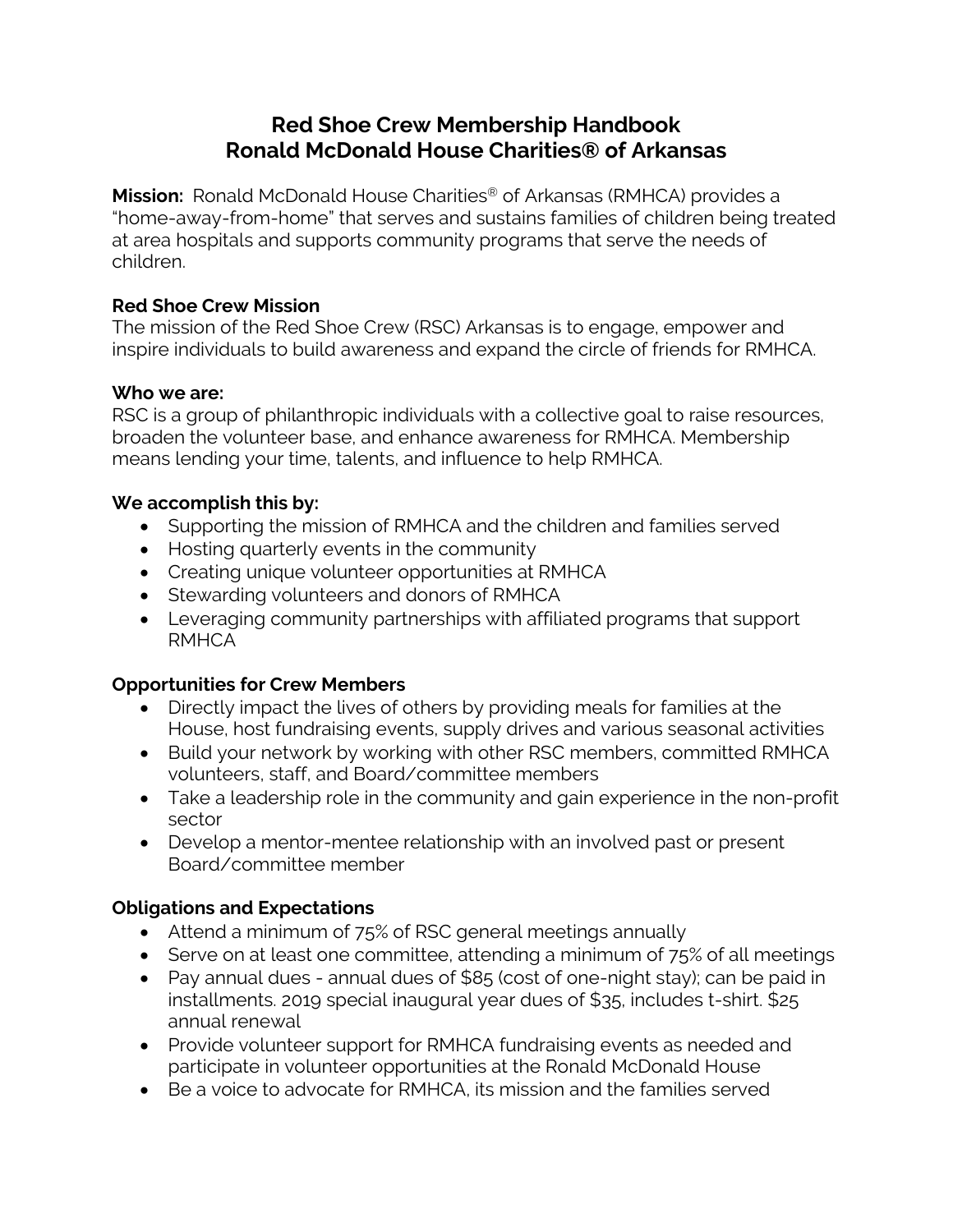# Red Shoe Crew Membership Handbook
# Ronald McDonald House Charities® of Arkansas

**Mission:** Ronald McDonald House Charities® of Arkansas (RMHCA) provides a "home-away-from-home" that serves and sustains families of children being treated at area hospitals and supports community programs that serve the needs of children.

**Red Shoe Crew Mission**

The mission of the Red Shoe Crew (RSC) Arkansas is to engage, empower and inspire individuals to build awareness and expand the circle of friends for RMHCA.

**Who we are:**

RSC is a group of philanthropic individuals with a collective goal to raise resources, broaden the volunteer base, and enhance awareness for RMHCA. Membership means lending your time, talents, and influence to help RMHCA.

**We accomplish this by:**

- Supporting the mission of RMHCA and the children and families served
- Hosting quarterly events in the community
- Creating unique volunteer opportunities at RMHCA
- Stewarding volunteers and donors of RMHCA
- Leveraging community partnerships with affiliated programs that support RMHCA

**Opportunities for Crew Members**

- Directly impact the lives of others by providing meals for families at the House, host fundraising events, supply drives and various seasonal activities
- Build your network by working with other RSC members, committed RMHCA volunteers, staff, and Board/committee members
- Take a leadership role in the community and gain experience in the non-profit sector
- Develop a mentor-mentee relationship with an involved past or present Board/committee member

**Obligations and Expectations**

- Attend a minimum of 75% of RSC general meetings annually
- Serve on at least one committee, attending a minimum of 75% of all meetings
- Pay annual dues - annual dues of $85 (cost of one-night stay); can be paid in installments. 2019 special inaugural year dues of $35, includes t-shirt. $25 annual renewal
- Provide volunteer support for RMHCA fundraising events as needed and participate in volunteer opportunities at the Ronald McDonald House
- Be a voice to advocate for RMHCA, its mission and the families served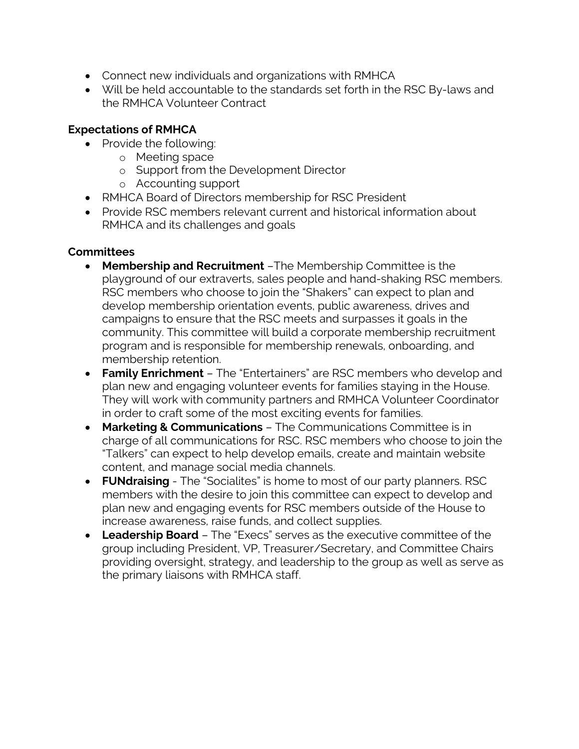- Connect new individuals and organizations with RMHCA
- Will be held accountable to the standards set forth in the RSC By-laws and the RMHCA Volunteer Contract

**Expectations of RMHCA**

- Provide the following:
  - Meeting space
  - Support from the Development Director
  - Accounting support
- RMHCA Board of Directors membership for RSC President
- Provide RSC members relevant current and historical information about RMHCA and its challenges and goals

**Committees**

- **Membership and Recruitment** –The Membership Committee is the playground of our extraverts, sales people and hand-shaking RSC members. RSC members who choose to join the "Shakers" can expect to plan and develop membership orientation events, public awareness, drives and campaigns to ensure that the RSC meets and surpasses it goals in the community. This committee will build a corporate membership recruitment program and is responsible for membership renewals, onboarding, and membership retention.
- **Family Enrichment** – The "Entertainers" are RSC members who develop and plan new and engaging volunteer events for families staying in the House. They will work with community partners and RMHCA Volunteer Coordinator in order to craft some of the most exciting events for families.
- **Marketing & Communications** – The Communications Committee is in charge of all communications for RSC. RSC members who choose to join the "Talkers" can expect to help develop emails, create and maintain website content, and manage social media channels.
- **FUNdraising** - The "Socialites" is home to most of our party planners. RSC members with the desire to join this committee can expect to develop and plan new and engaging events for RSC members outside of the House to increase awareness, raise funds, and collect supplies.
- **Leadership Board** – The "Execs" serves as the executive committee of the group including President, VP, Treasurer/Secretary, and Committee Chairs providing oversight, strategy, and leadership to the group as well as serve as the primary liaisons with RMHCA staff.